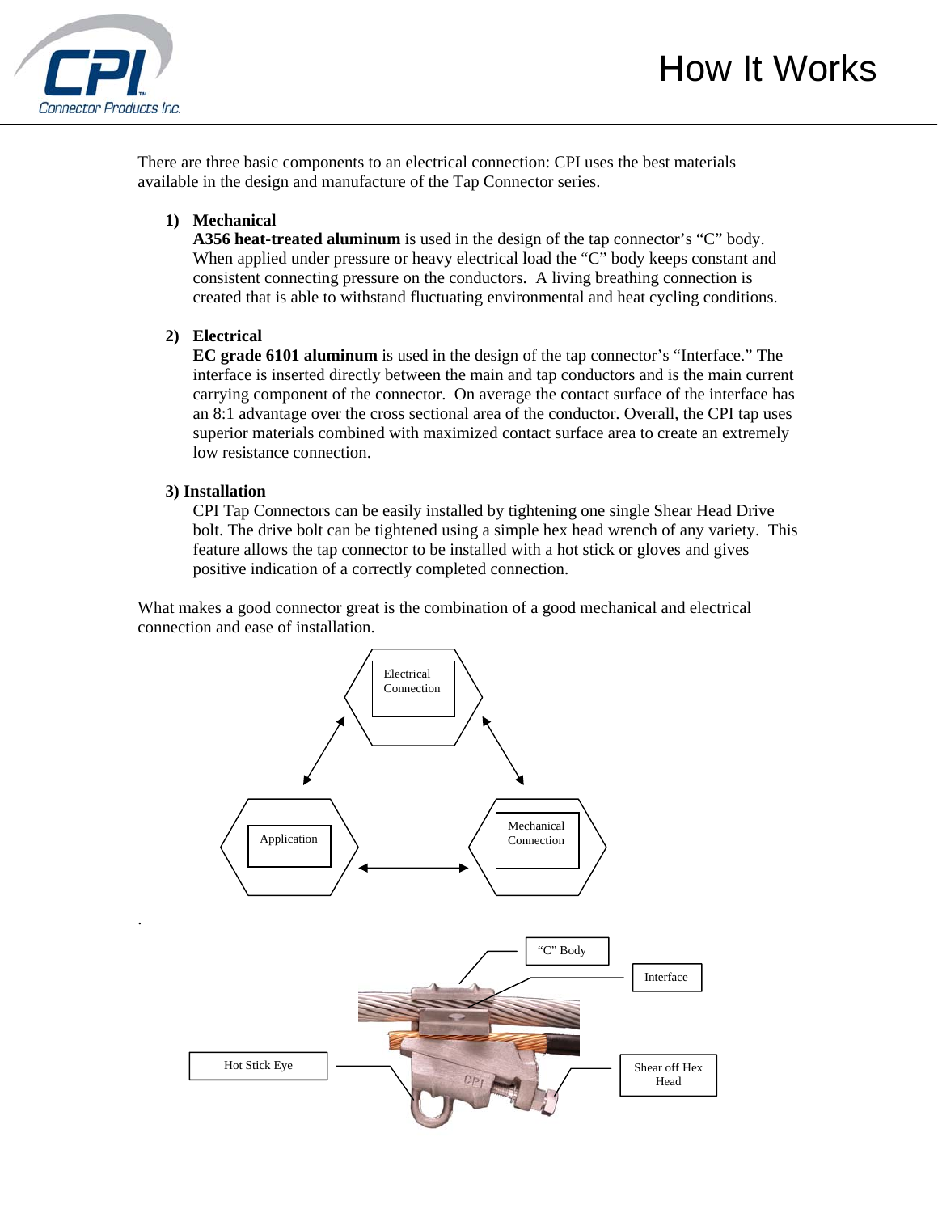# How It Works

There are three basic components to an electrical connection: CPI uses the best materials available in the design and manufacture of the Tap Connector series.

1) **Mechanical**
   **A356 heat-treated aluminum** is used in the design of the tap connector's "C" body. When applied under pressure or heavy electrical load the "C" body keeps constant and consistent connecting pressure on the conductors. A living breathing connection is created that is able to withstand fluctuating environmental and heat cycling conditions.

2) **Electrical**
   **EC grade 6101 aluminum** is used in the design of the tap connector's "Interface." The interface is inserted directly between the main and tap conductors and is the main current carrying component of the connector. On average the contact surface of the interface has an 8:1 advantage over the cross sectional area of the conductor. Overall, the CPI tap uses superior materials combined with maximized contact surface area to create an extremely low resistance connection.

3) **Installation**
   CPI Tap Connectors can be easily installed by tightening one single Shear Head Drive bolt. The drive bolt can be tightened using a simple hex head wrench of any variety. This feature allows the tap connector to be installed with a hot stick or gloves and gives positive indication of a correctly completed connection.

What makes a good connector great is the combination of a good mechanical and electrical connection and ease of installation.

Electrical Connection

Application

Mechanical Connection

"C" Body

Interface

Hot Stick Eye

Shear off Hex Head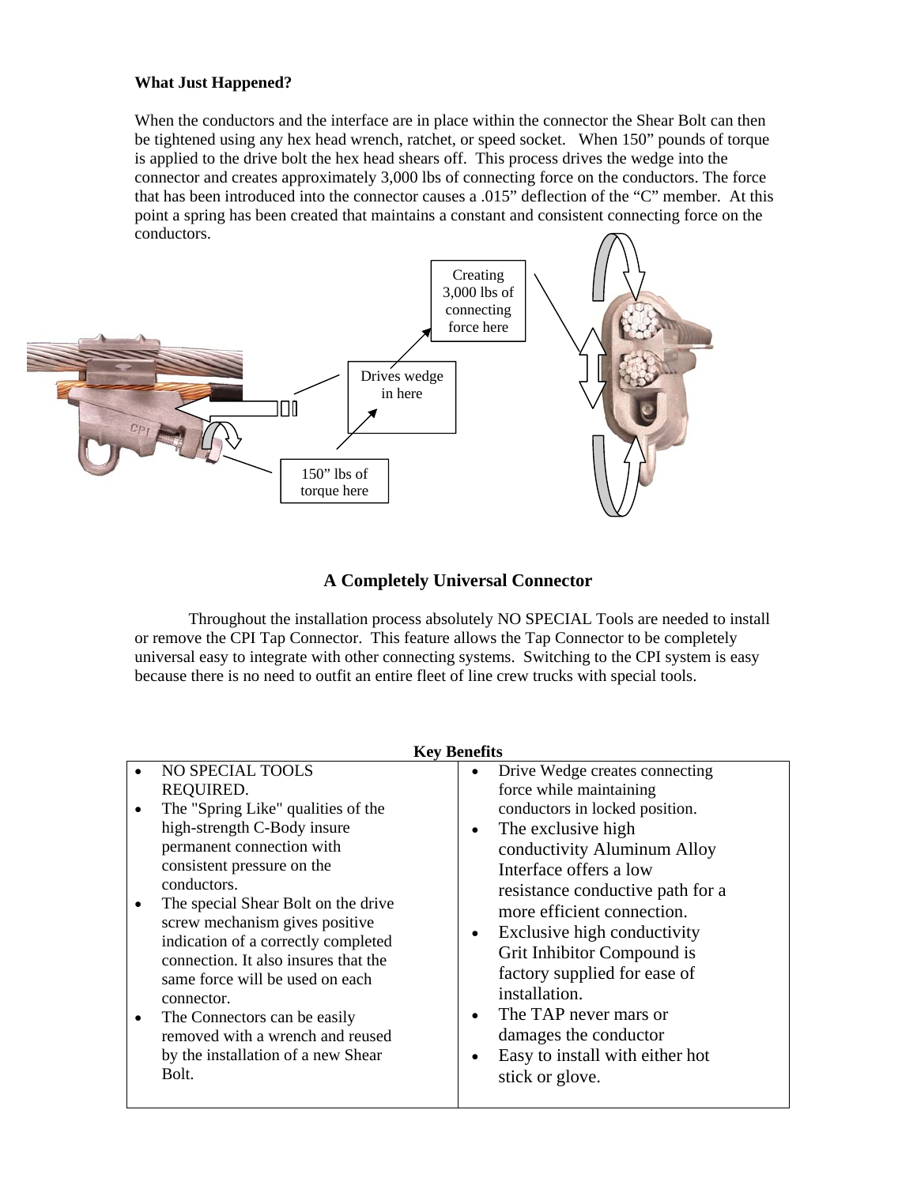**What Just Happened?**

When the conductors and the interface are in place within the connector the Shear Bolt can then be tightened using any hex head wrench, ratchet, or speed socket. When 150" pounds of torque is applied to the drive bolt the hex head shears off. This process drives the wedge into the connector and creates approximately 3,000 lbs of connecting force on the conductors. The force that has been introduced into the connector causes a .015" deflection of the "C" member. At this point a spring has been created that maintains a constant and consistent connecting force on the conductors.

Creating 3,000 lbs of connecting force here

Drives wedge in here

150" lbs of torque here

## A Completely Universal Connector

Throughout the installation process absolutely NO SPECIAL Tools are needed to install or remove the CPI Tap Connector. This feature allows the Tap Connector to be completely universal easy to integrate with other connecting systems. Switching to the CPI system is easy because there is no need to outfit an entire fleet of line crew trucks with special tools.

**Key Benefits**

| | |
|---|---|
| • NO SPECIAL TOOLS REQUIRED.<br>• The "Spring Like" qualities of the high-strength C-Body insure permanent connection with consistent pressure on the conductors.<br>• The special Shear Bolt on the drive screw mechanism gives positive indication of a correctly completed connection. It also insures that the same force will be used on each connector.<br>• The Connectors can be easily removed with a wrench and reused by the installation of a new Shear Bolt. | • Drive Wedge creates connecting force while maintaining conductors in locked position.<br>• The exclusive high conductivity Aluminum Alloy Interface offers a low resistance conductive path for a more efficient connection.<br>• Exclusive high conductivity Grit Inhibitor Compound is factory supplied for ease of installation.<br>• The TAP never mars or damages the conductor<br>• Easy to install with either hot stick or glove. |